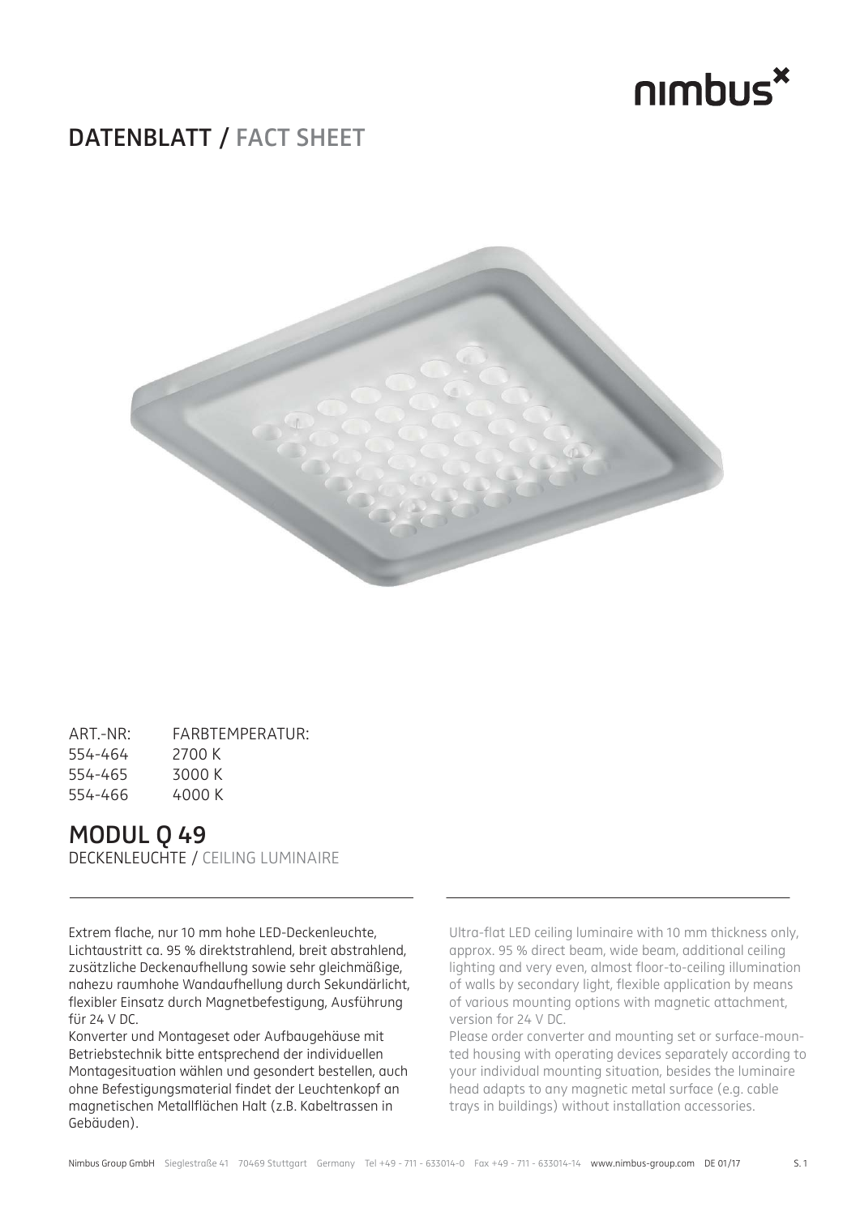nimbus

# DATENBLATT / FACT SHEET

| ART.-NR: | FARBTEMPERATUR: |
|---|---|
| 554-464 | 2700 K |
| 554-465 | 3000 K |
| 554-466 | 4000 K |

## MODUL Q 49

DECKENLEUCHTE / CEILING LUMINAIRE

Extrem flache, nur 10 mm hohe LED-Deckenleuchte, Lichtaustritt ca. 95 % direktstrahlend, breit abstrahlend, zusätzliche Deckenaufhellung sowie sehr gleichmäßige, nahezu raumhohe Wandaufhellung durch Sekundärlicht, flexibler Einsatz durch Magnetbefestigung, Ausführung für 24 V DC.

Konverter und Montageset oder Aufbaugehäuse mit Betriebstechnik bitte entsprechend der individuellen Montagesituation wählen und gesondert bestellen, auch ohne Befestigungsmaterial findet der Leuchtenkopf an magnetischen Metallflächen Halt (z.B. Kabeltrassen in Gebäuden).

Ultra-flat LED ceiling luminaire with 10 mm thickness only, approx. 95 % direct beam, wide beam, additional ceiling lighting and very even, almost floor-to-ceiling illumination of walls by secondary light, flexible application by means of various mounting options with magnetic attachment, version for 24 V DC.

Please order converter and mounting set or surface-mounted housing with operating devices separately according to your individual mounting situation, besides the luminaire head adapts to any magnetic metal surface (e.g. cable trays in buildings) without installation accessories.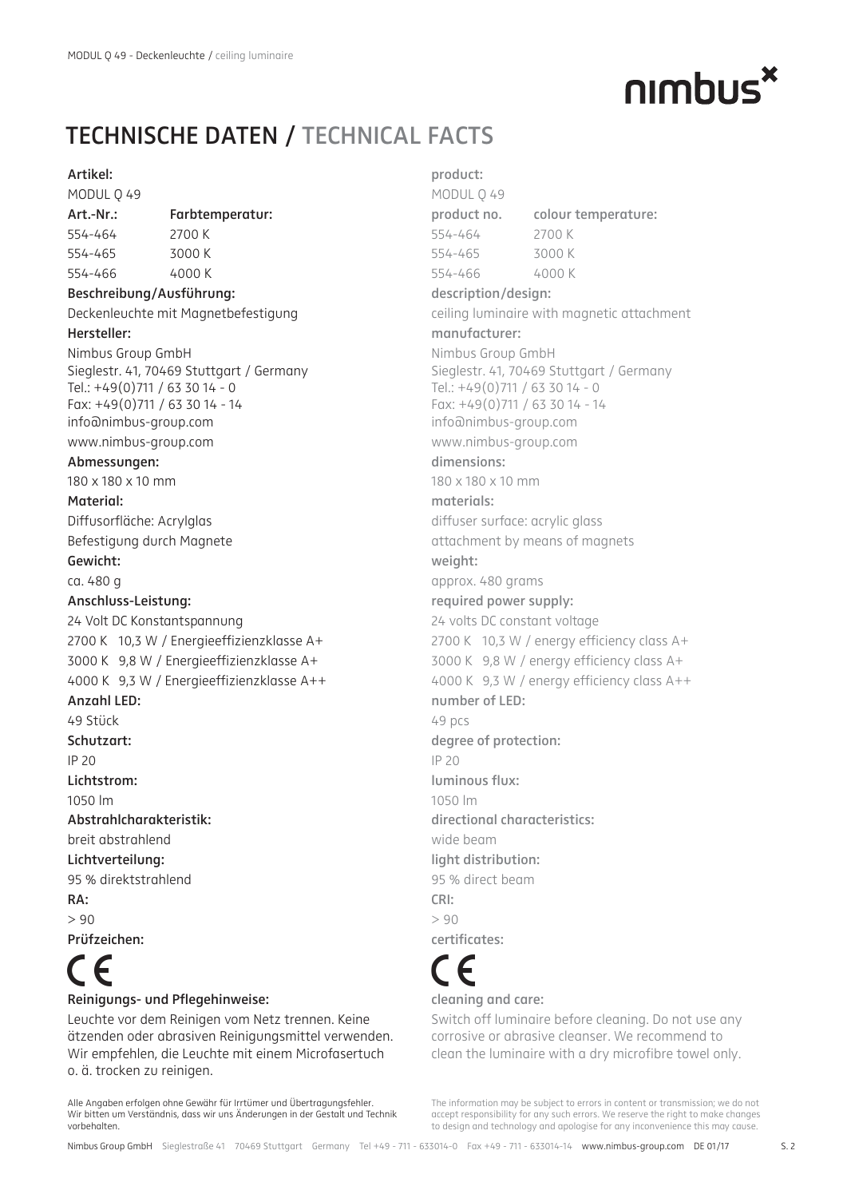# TECHNISCHE DATEN / TECHNICAL FACTS

**Artikel:**
MODUL Q 49

| Art.-Nr.: | Farbtemperatur: |
|---|---|
| 554-464 | 2700 K |
| 554-465 | 3000 K |
| 554-466 | 4000 K |

**Beschreibung/Ausführung:**
Deckenleuchte mit Magnetbefestigung

**Hersteller:**
Nimbus Group GmbH
Sieglestr. 41, 70469 Stuttgart / Germany
Tel.: +49(0)711 / 63 30 14 - 0
Fax: +49(0)711 / 63 30 14 - 14
info@nimbus-group.com
www.nimbus-group.com

**Abmessungen:**
180 x 180 x 10 mm

**Material:**
Diffusorfläche: Acrylglas
Befestigung durch Magnete

**Gewicht:**
ca. 480 g

**Anschluss-Leistung:**
24 Volt DC Konstantspannung
2700 K 10,3 W / Energieeffizienzklasse A+
3000 K 9,8 W / Energieeffizienzklasse A+
4000 K 9,3 W / Energieeffizienzklasse A++

**Anzahl LED:**
49 Stück

**Schutzart:**
IP 20

**Lichtstrom:**
1050 lm

**Abstrahlcharakteristik:**
breit abstrahlend

**Lichtverteilung:**
95 % direktstrahlend

**RA:**
> 90

**Prüfzeichen:**
CE

**Reinigungs- und Pflegehinweise:**
Leuchte vor dem Reinigen vom Netz trennen. Keine ätzenden oder abrasiven Reinigungsmittel verwenden. Wir empfehlen, die Leuchte mit einem Microfasertuch o. ä. trocken zu reinigen.

Alle Angaben erfolgen ohne Gewähr für Irrtümer und Übertragungsfehler. Wir bitten um Verständnis, dass wir uns Änderungen in der Gestalt und Technik vorbehalten.

**product:**
MODUL Q 49

| product no. | colour temperature: |
|---|---|
| 554-464 | 2700 K |
| 554-465 | 3000 K |
| 554-466 | 4000 K |

**description/design:**
ceiling luminaire with magnetic attachment

**manufacturer:**
Nimbus Group GmbH
Sieglestr. 41, 70469 Stuttgart / Germany
Tel.: +49(0)711 / 63 30 14 - 0
Fax: +49(0)711 / 63 30 14 - 14
info@nimbus-group.com
www.nimbus-group.com

**dimensions:**
180 x 180 x 10 mm

**materials:**
diffuser surface: acrylic glass
attachment by means of magnets

**weight:**
approx. 480 grams

**required power supply:**
24 volts DC constant voltage
2700 K 10,3 W / energy efficiency class A+
3000 K 9,8 W / energy efficiency class A+
4000 K 9,3 W / energy efficiency class A++

**number of LED:**
49 pcs

**degree of protection:**
IP 20

**luminous flux:**
1050 lm

**directional characteristics:**
wide beam

**light distribution:**
95 % direct beam

**CRI:**
> 90

**certificates:**
CE

**cleaning and care:**
Switch off luminaire before cleaning. Do not use any corrosive or abrasive cleanser. We recommend to clean the luminaire with a dry microfibre towel only.

The information may be subject to errors in content or transmission; we do not accept responsibility for any such errors. We reserve the right to make changes to design and technology and apologise for any inconvenience this may cause.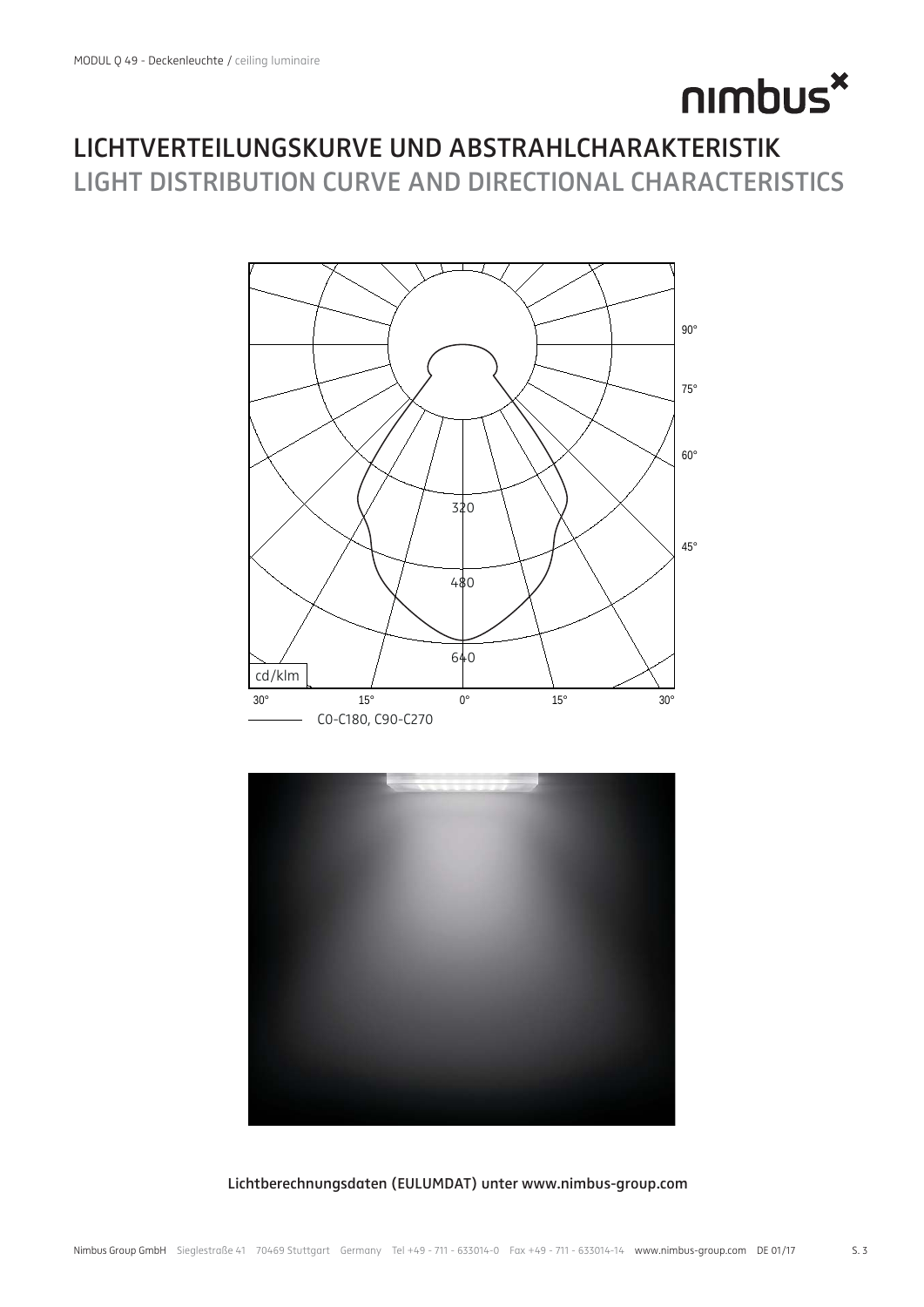# LICHTVERTEILUNGSKURVE UND ABSTRAHLCHARAKTERISTIK
## LIGHT DISTRIBUTION CURVE AND DIRECTIONAL CHARACTERISTICS

90° 75° 60° 45°

320

480

640

cd/klm

30° 15° 0° 15° 30°

C0-C180, C90-C270

**Lichtberechnungsdaten (EULUMDAT) unter www.nimbus-group.com**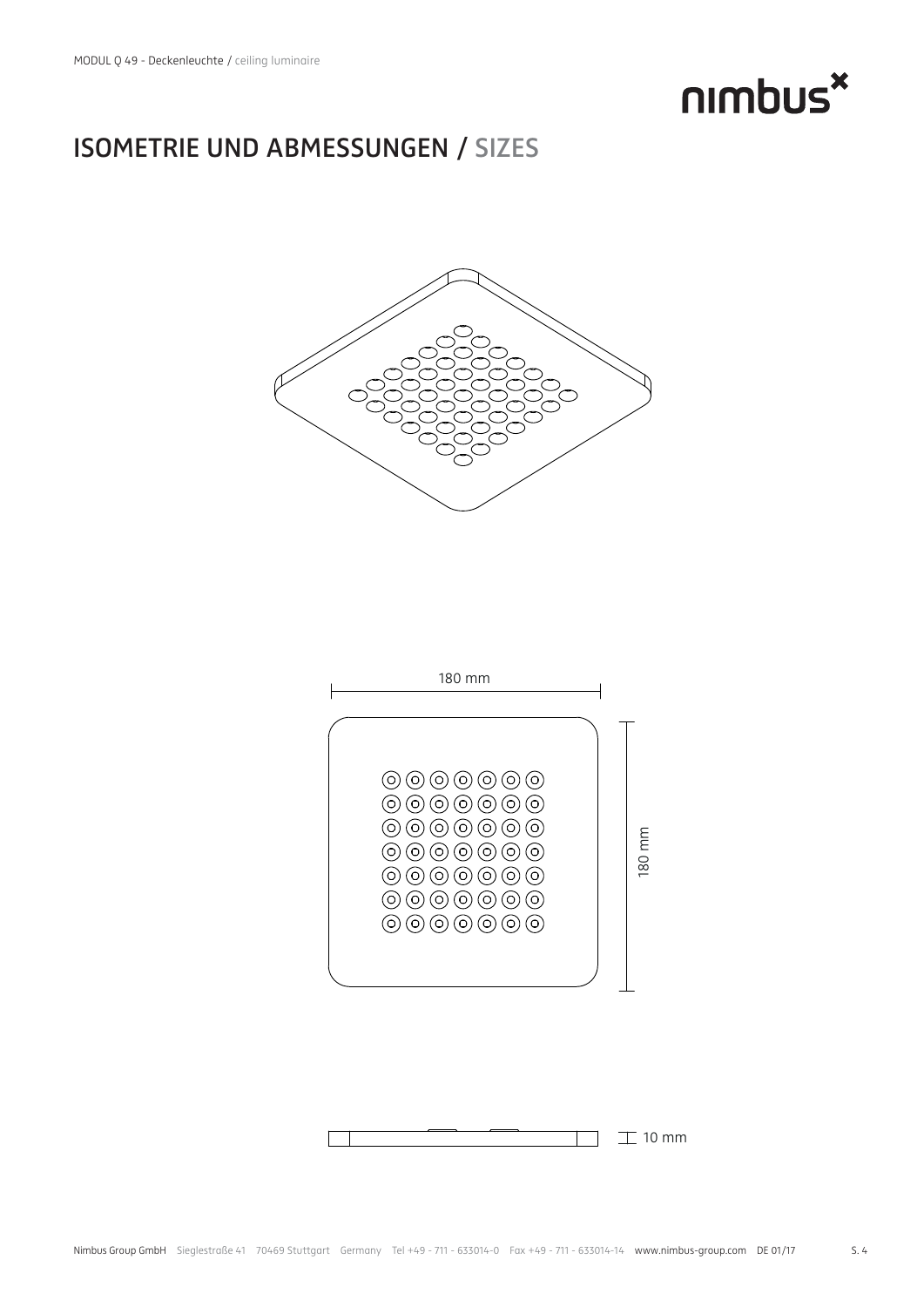# ISOMETRIE UND ABMESSUNGEN / SIZES

180 mm

180 mm

10 mm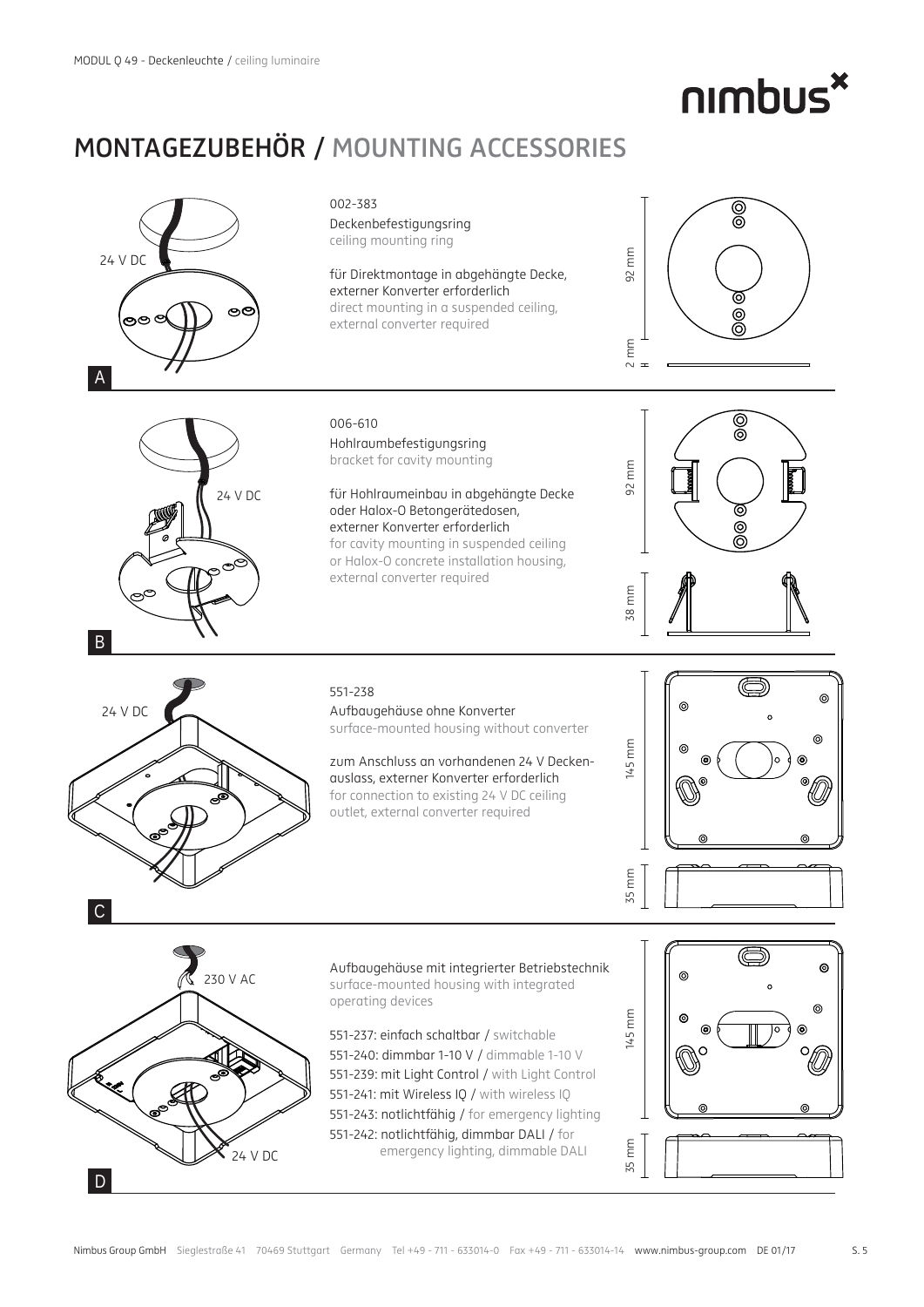# MONTAGEZUBEHÖR / MOUNTING ACCESSORIES

24 V DC

002-383
Deckenbefestigungsring
ceiling mounting ring

für Direktmontage in abgehängte Decke, externer Konverter erforderlich
direct mounting in a suspended ceiling, external converter required

92 mm
2 mm

A

24 V DC

006-610
Hohlraumbefestigungsring
bracket for cavity mounting

für Hohlraumeinbau in abgehängte Decke oder Halox-O Betongerätedosen, externer Konverter erforderlich
for cavity mounting in suspended ceiling or Halox-O concrete installation housing, external converter required

92 mm
38 mm

B

24 V DC

551-238
Aufbaugehäuse ohne Konverter
surface-mounted housing without converter

zum Anschluss an vorhandenen 24 V Deckenauslass, externer Konverter erforderlich
for connection to existing 24 V DC ceiling outlet, external converter required

145 mm
35 mm

C

230 V AC
24 V DC

Aufbaugehäuse mit integrierter Betriebstechnik
surface-mounted housing with integrated operating devices

551-237: einfach schaltbar / switchable
551-240: dimmbar 1-10 V / dimmable 1-10 V
551-239: mit Light Control / with Light Control
551-241: mit Wireless IQ / with wireless IQ
551-243: notlichtfähig / for emergency lighting
551-242: notlichtfähig, dimmbar DALI / for emergency lighting, dimmable DALI

145 mm
35 mm

D